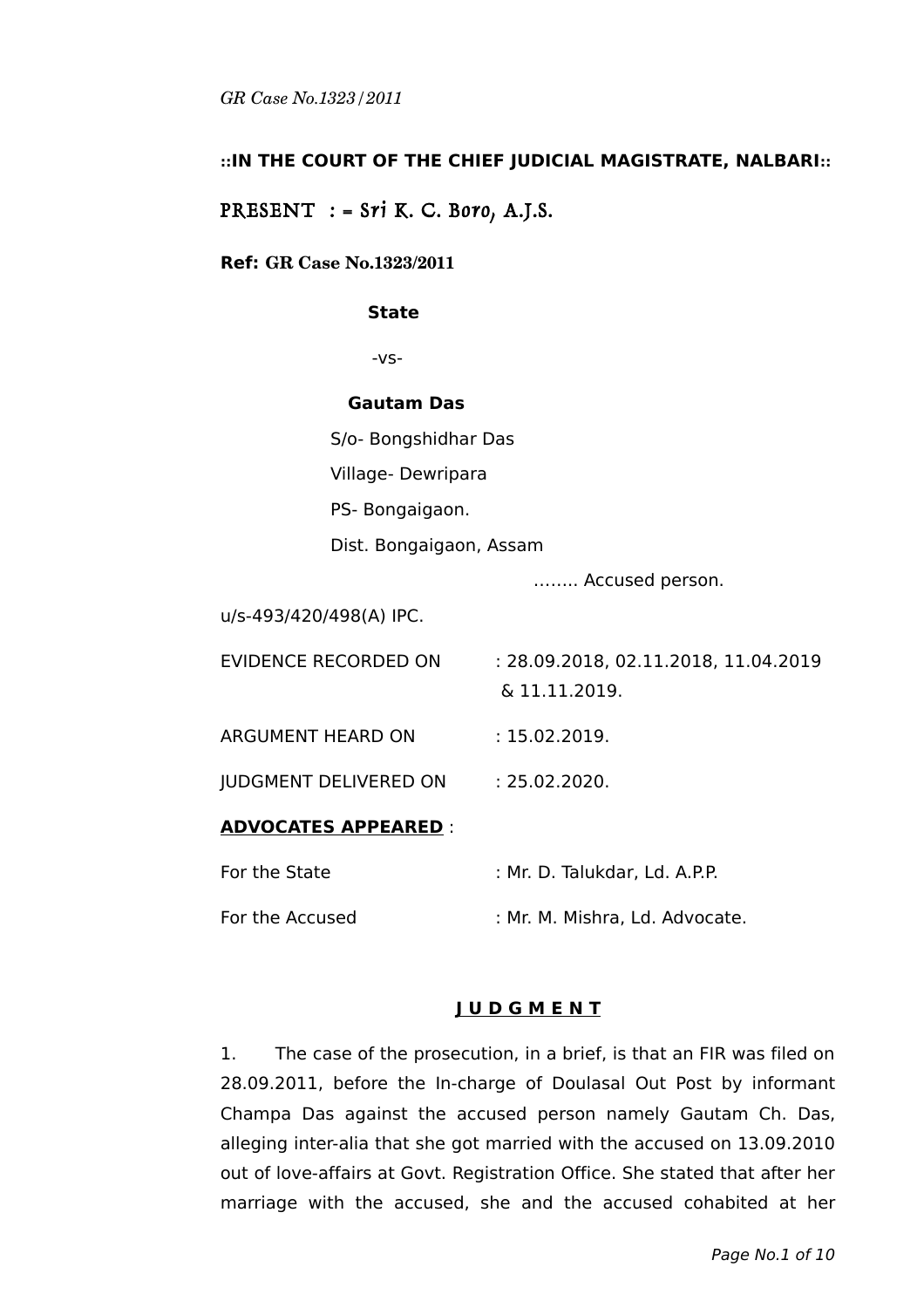**::IN THE COURT OF THE CHIEF JUDICIAL MAGISTRATE, NALBARI::**

PRESENT : = Sri K. C. Boro, A.J.S.

**Ref: GR Case No.1323/2011**

**State**

-vs-

**Gautam Das**

S/o- Bongshidhar Das

Village- Dewripara

PS- Bongaigaon.

Dist. Bongaigaon, Assam

…….. Accused person.

u/s-493/420/498(A) IPC.

| | |
|---|---|
| EVIDENCE RECORDED ON | : 28.09.2018, 02.11.2018, 11.04.2019 & 11.11.2019. |
| ARGUMENT HEARD ON | : 15.02.2019. |
| JUDGMENT DELIVERED ON | : 25.02.2020. |

**ADVOCATES APPEARED** :

| | |
|---|---|
| For the State | : Mr. D. Talukdar, Ld. A.P.P. |
| For the Accused | : Mr. M. Mishra, Ld. Advocate. |

## J U D G M E N T

1. The case of the prosecution, in a brief, is that an FIR was filed on 28.09.2011, before the In-charge of Doulasal Out Post by informant Champa Das against the accused person namely Gautam Ch. Das, alleging inter-alia that she got married with the accused on 13.09.2010 out of love-affairs at Govt. Registration Office. She stated that after her marriage with the accused, she and the accused cohabited at her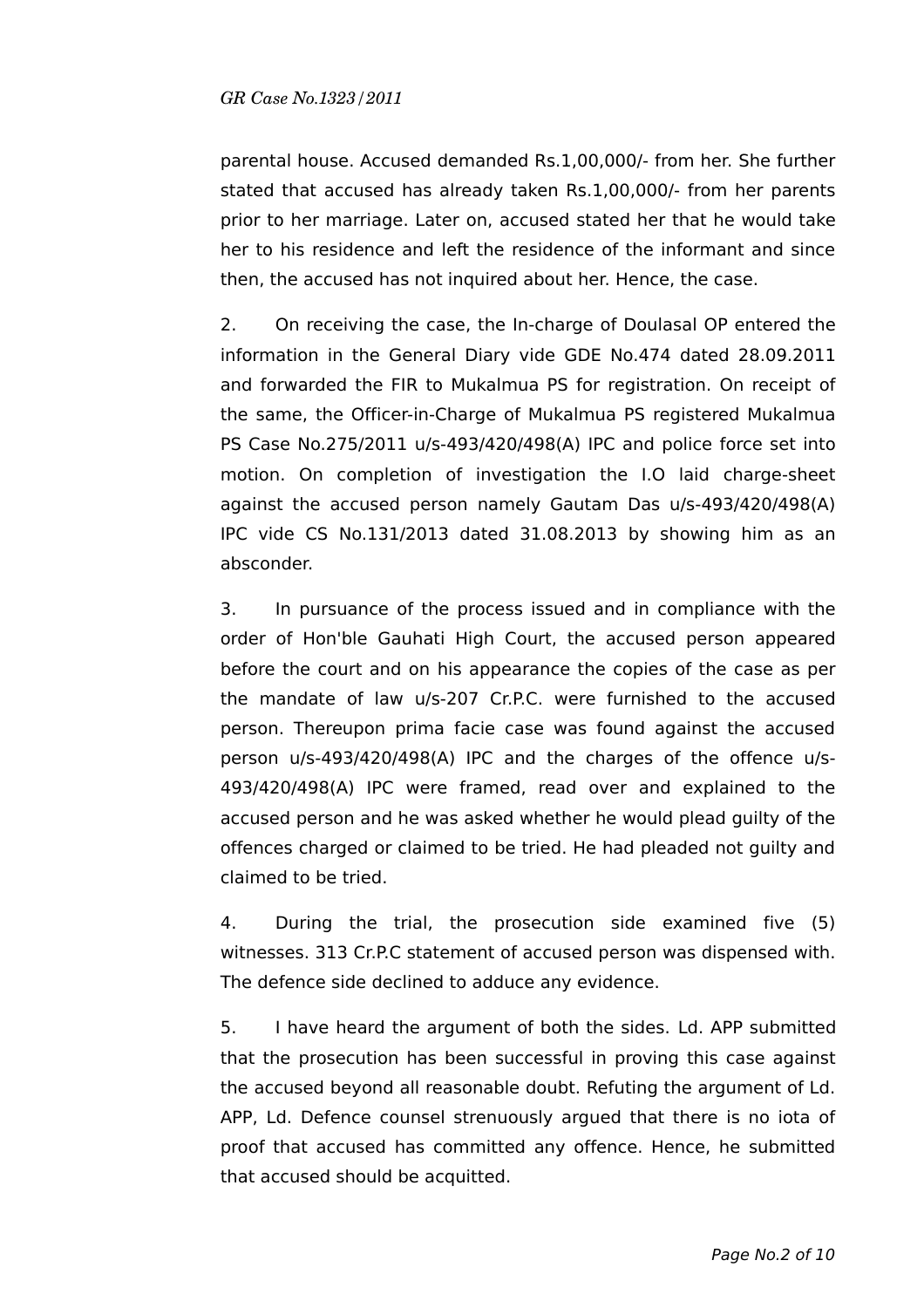parental house. Accused demanded Rs.1,00,000/- from her. She further stated that accused has already taken Rs.1,00,000/- from her parents prior to her marriage. Later on, accused stated her that he would take her to his residence and left the residence of the informant and since then, the accused has not inquired about her. Hence, the case.

2. On receiving the case, the In-charge of Doulasal OP entered the information in the General Diary vide GDE No.474 dated 28.09.2011 and forwarded the FIR to Mukalmua PS for registration. On receipt of the same, the Officer-in-Charge of Mukalmua PS registered Mukalmua PS Case No.275/2011 u/s-493/420/498(A) IPC and police force set into motion. On completion of investigation the I.O laid charge-sheet against the accused person namely Gautam Das u/s-493/420/498(A) IPC vide CS No.131/2013 dated 31.08.2013 by showing him as an absconder.

3. In pursuance of the process issued and in compliance with the order of Hon'ble Gauhati High Court, the accused person appeared before the court and on his appearance the copies of the case as per the mandate of law u/s-207 Cr.P.C. were furnished to the accused person. Thereupon prima facie case was found against the accused person u/s-493/420/498(A) IPC and the charges of the offence u/s-493/420/498(A) IPC were framed, read over and explained to the accused person and he was asked whether he would plead guilty of the offences charged or claimed to be tried. He had pleaded not guilty and claimed to be tried.

4. During the trial, the prosecution side examined five (5) witnesses. 313 Cr.P.C statement of accused person was dispensed with. The defence side declined to adduce any evidence.

5. I have heard the argument of both the sides. Ld. APP submitted that the prosecution has been successful in proving this case against the accused beyond all reasonable doubt. Refuting the argument of Ld. APP, Ld. Defence counsel strenuously argued that there is no iota of proof that accused has committed any offence. Hence, he submitted that accused should be acquitted.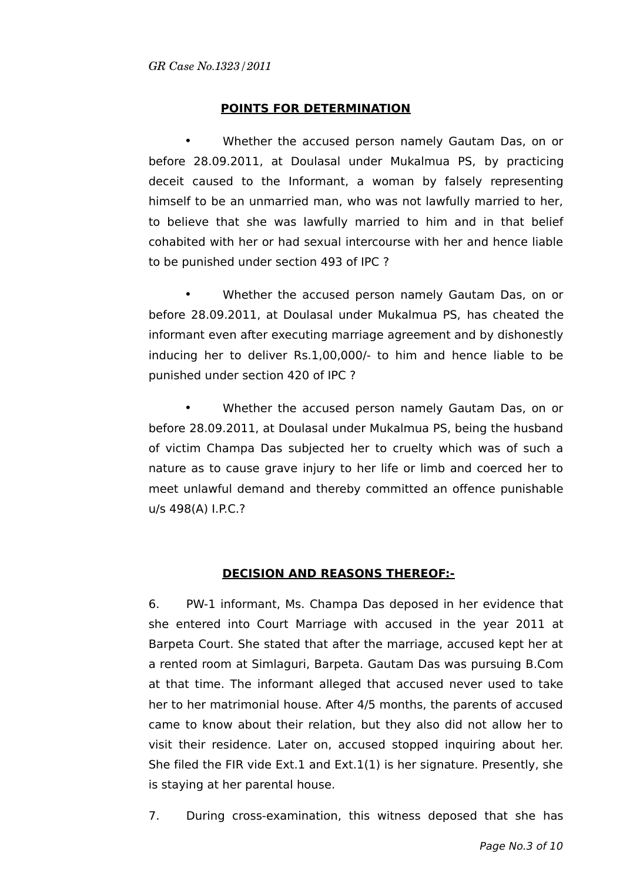## POINTS FOR DETERMINATION

- Whether the accused person namely Gautam Das, on or before 28.09.2011, at Doulasal under Mukalmua PS, by practicing deceit caused to the Informant, a woman by falsely representing himself to be an unmarried man, who was not lawfully married to her, to believe that she was lawfully married to him and in that belief cohabited with her or had sexual intercourse with her and hence liable to be punished under section 493 of IPC ?

- Whether the accused person namely Gautam Das, on or before 28.09.2011, at Doulasal under Mukalmua PS, has cheated the informant even after executing marriage agreement and by dishonestly inducing her to deliver Rs.1,00,000/- to him and hence liable to be punished under section 420 of IPC ?

- Whether the accused person namely Gautam Das, on or before 28.09.2011, at Doulasal under Mukalmua PS, being the husband of victim Champa Das subjected her to cruelty which was of such a nature as to cause grave injury to her life or limb and coerced her to meet unlawful demand and thereby committed an offence punishable u/s 498(A) I.P.C.?

## DECISION AND REASONS THEREOF:-

6. PW-1 informant, Ms. Champa Das deposed in her evidence that she entered into Court Marriage with accused in the year 2011 at Barpeta Court. She stated that after the marriage, accused kept her at a rented room at Simlaguri, Barpeta. Gautam Das was pursuing B.Com at that time. The informant alleged that accused never used to take her to her matrimonial house. After 4/5 months, the parents of accused came to know about their relation, but they also did not allow her to visit their residence. Later on, accused stopped inquiring about her. She filed the FIR vide Ext.1 and Ext.1(1) is her signature. Presently, she is staying at her parental house.

7. During cross-examination, this witness deposed that she has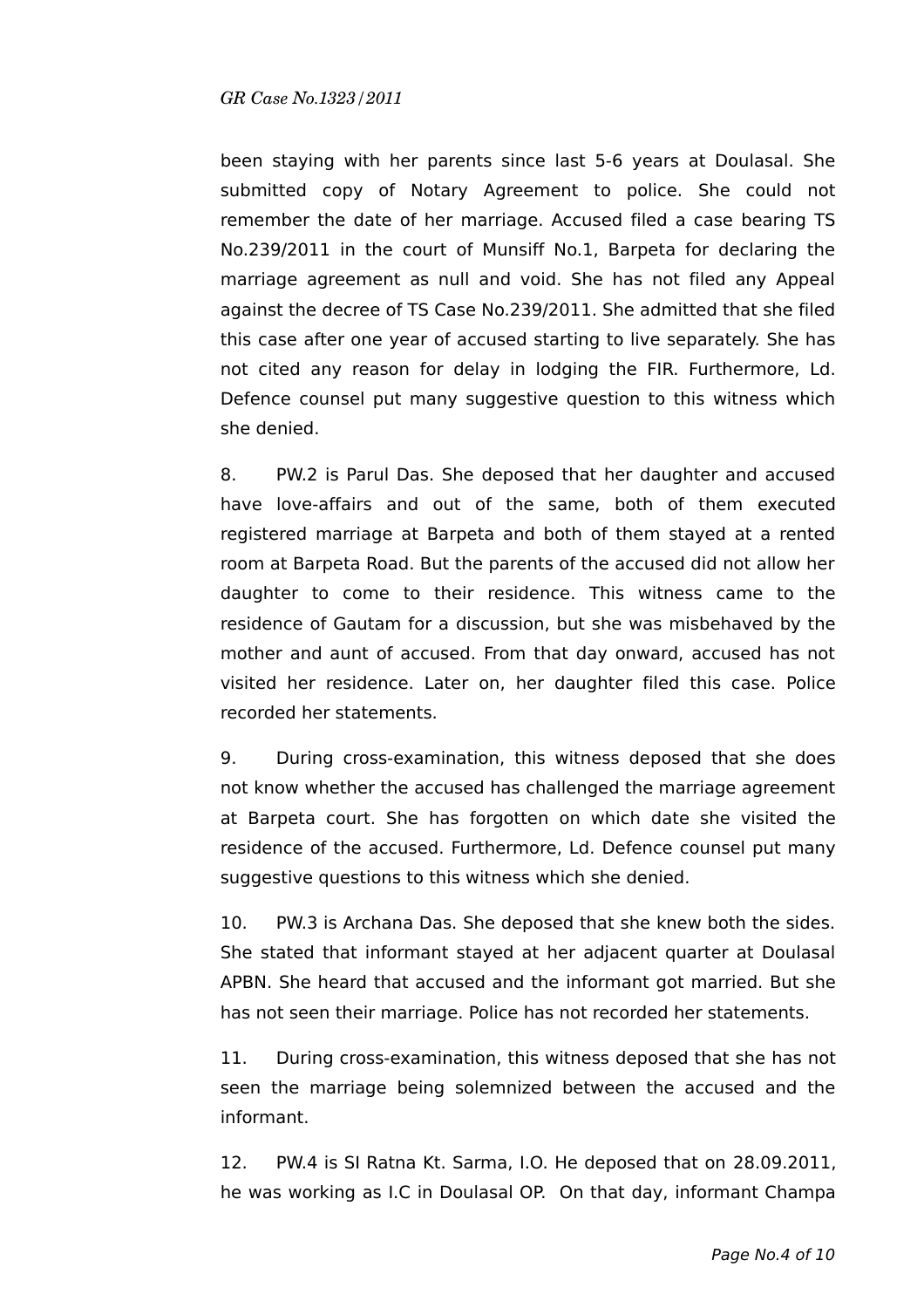been staying with her parents since last 5-6 years at Doulasal. She submitted copy of Notary Agreement to police. She could not remember the date of her marriage. Accused filed a case bearing TS No.239/2011 in the court of Munsiff No.1, Barpeta for declaring the marriage agreement as null and void. She has not filed any Appeal against the decree of TS Case No.239/2011. She admitted that she filed this case after one year of accused starting to live separately. She has not cited any reason for delay in lodging the FIR. Furthermore, Ld. Defence counsel put many suggestive question to this witness which she denied.

8. PW.2 is Parul Das. She deposed that her daughter and accused have love-affairs and out of the same, both of them executed registered marriage at Barpeta and both of them stayed at a rented room at Barpeta Road. But the parents of the accused did not allow her daughter to come to their residence. This witness came to the residence of Gautam for a discussion, but she was misbehaved by the mother and aunt of accused. From that day onward, accused has not visited her residence. Later on, her daughter filed this case. Police recorded her statements.

9. During cross-examination, this witness deposed that she does not know whether the accused has challenged the marriage agreement at Barpeta court. She has forgotten on which date she visited the residence of the accused. Furthermore, Ld. Defence counsel put many suggestive questions to this witness which she denied.

10. PW.3 is Archana Das. She deposed that she knew both the sides. She stated that informant stayed at her adjacent quarter at Doulasal APBN. She heard that accused and the informant got married. But she has not seen their marriage. Police has not recorded her statements.

11. During cross-examination, this witness deposed that she has not seen the marriage being solemnized between the accused and the informant.

12. PW.4 is SI Ratna Kt. Sarma, I.O. He deposed that on 28.09.2011, he was working as I.C in Doulasal OP. On that day, informant Champa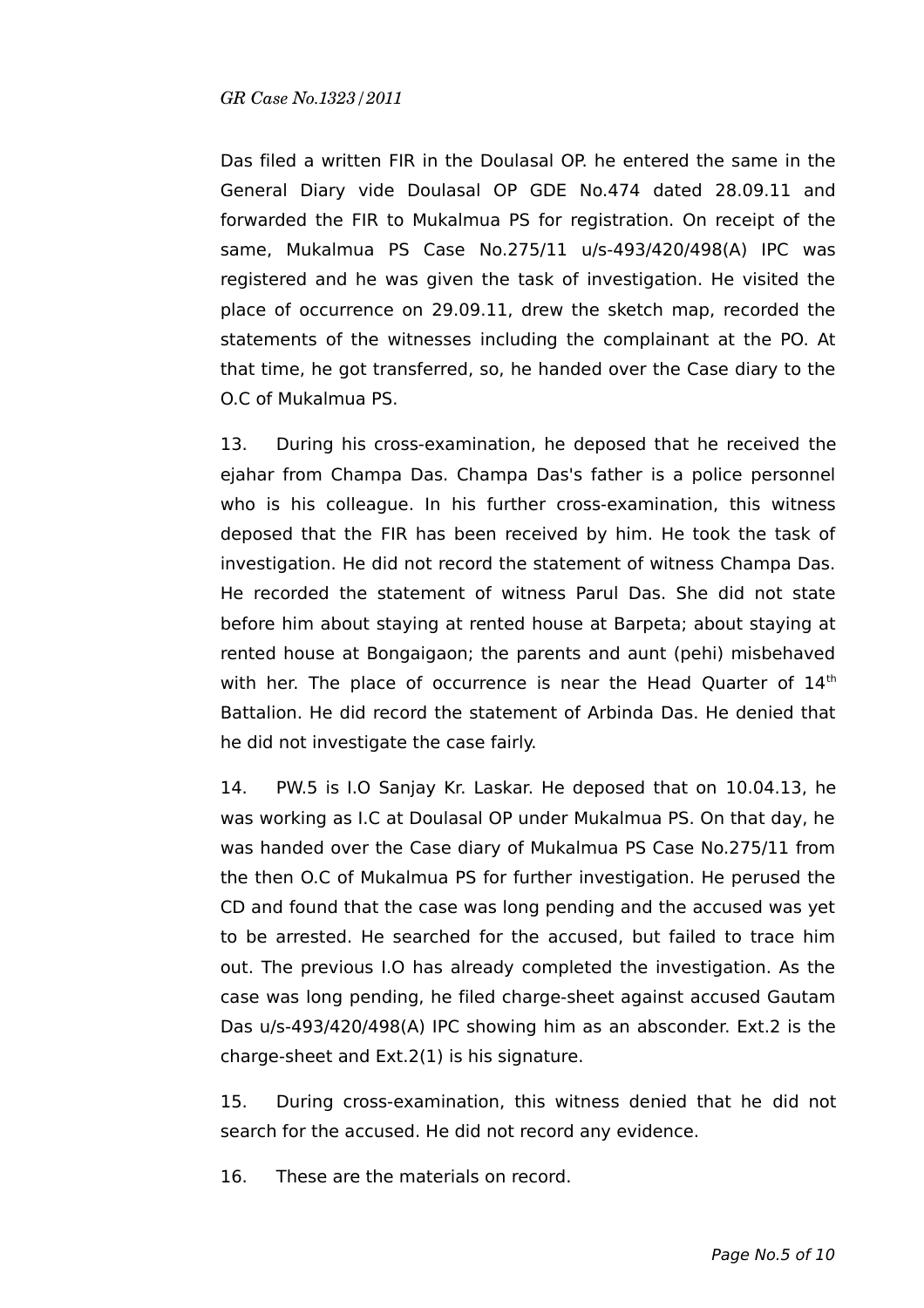Das filed a written FIR in the Doulasal OP. he entered the same in the General Diary vide Doulasal OP GDE No.474 dated 28.09.11 and forwarded the FIR to Mukalmua PS for registration. On receipt of the same, Mukalmua PS Case No.275/11 u/s-493/420/498(A) IPC was registered and he was given the task of investigation. He visited the place of occurrence on 29.09.11, drew the sketch map, recorded the statements of the witnesses including the complainant at the PO. At that time, he got transferred, so, he handed over the Case diary to the O.C of Mukalmua PS.

13. During his cross-examination, he deposed that he received the ejahar from Champa Das. Champa Das's father is a police personnel who is his colleague. In his further cross-examination, this witness deposed that the FIR has been received by him. He took the task of investigation. He did not record the statement of witness Champa Das. He recorded the statement of witness Parul Das. She did not state before him about staying at rented house at Barpeta; about staying at rented house at Bongaigaon; the parents and aunt (pehi) misbehaved with her. The place of occurrence is near the Head Quarter of 14th Battalion. He did record the statement of Arbinda Das. He denied that he did not investigate the case fairly.

14. PW.5 is I.O Sanjay Kr. Laskar. He deposed that on 10.04.13, he was working as I.C at Doulasal OP under Mukalmua PS. On that day, he was handed over the Case diary of Mukalmua PS Case No.275/11 from the then O.C of Mukalmua PS for further investigation. He perused the CD and found that the case was long pending and the accused was yet to be arrested. He searched for the accused, but failed to trace him out. The previous I.O has already completed the investigation. As the case was long pending, he filed charge-sheet against accused Gautam Das u/s-493/420/498(A) IPC showing him as an absconder. Ext.2 is the charge-sheet and Ext.2(1) is his signature.

15. During cross-examination, this witness denied that he did not search for the accused. He did not record any evidence.

16. These are the materials on record.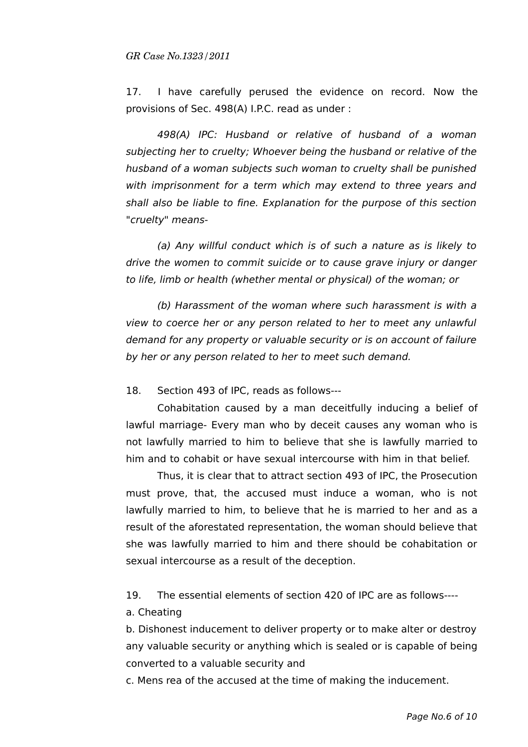17. I have carefully perused the evidence on record. Now the provisions of Sec. 498(A) I.P.C. read as under :

*498(A) IPC: Husband or relative of husband of a woman subjecting her to cruelty; Whoever being the husband or relative of the husband of a woman subjects such woman to cruelty shall be punished with imprisonment for a term which may extend to three years and shall also be liable to fine. Explanation for the purpose of this section "cruelty" means-*

*(a) Any willful conduct which is of such a nature as is likely to drive the women to commit suicide or to cause grave injury or danger to life, limb or health (whether mental or physical) of the woman; or*

*(b) Harassment of the woman where such harassment is with a view to coerce her or any person related to her to meet any unlawful demand for any property or valuable security or is on account of failure by her or any person related to her to meet such demand.*

18. Section 493 of IPC, reads as follows---

Cohabitation caused by a man deceitfully inducing a belief of lawful marriage- Every man who by deceit causes any woman who is not lawfully married to him to believe that she is lawfully married to him and to cohabit or have sexual intercourse with him in that belief.

Thus, it is clear that to attract section 493 of IPC, the Prosecution must prove, that, the accused must induce a woman, who is not lawfully married to him, to believe that he is married to her and as a result of the aforestated representation, the woman should believe that she was lawfully married to him and there should be cohabitation or sexual intercourse as a result of the deception.

19. The essential elements of section 420 of IPC are as follows----

a. Cheating

b. Dishonest inducement to deliver property or to make alter or destroy any valuable security or anything which is sealed or is capable of being converted to a valuable security and

c. Mens rea of the accused at the time of making the inducement.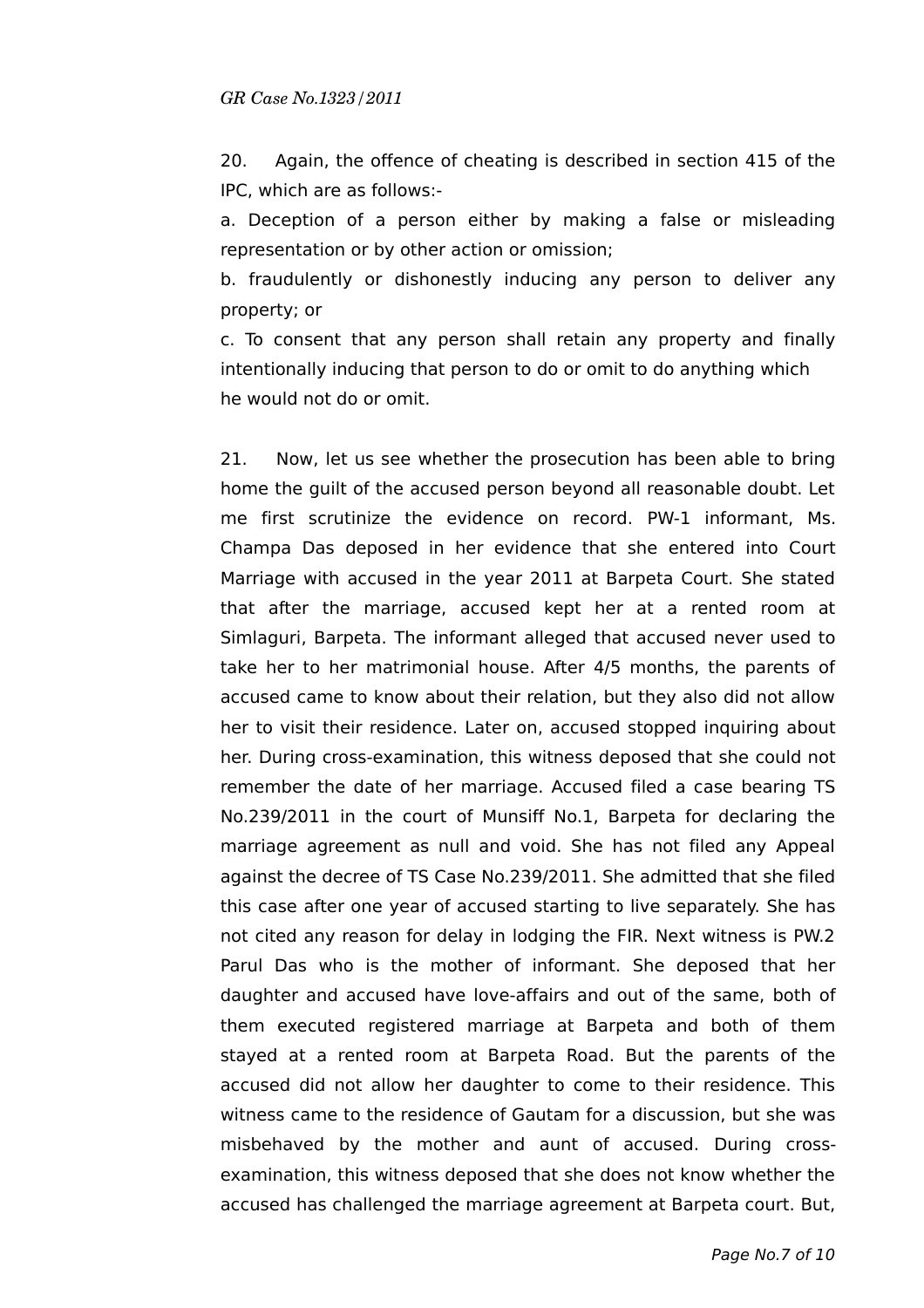20. Again, the offence of cheating is described in section 415 of the IPC, which are as follows:-

a. Deception of a person either by making a false or misleading representation or by other action or omission;

b. fraudulently or dishonestly inducing any person to deliver any property; or

c. To consent that any person shall retain any property and finally intentionally inducing that person to do or omit to do anything which he would not do or omit.

21. Now, let us see whether the prosecution has been able to bring home the guilt of the accused person beyond all reasonable doubt. Let me first scrutinize the evidence on record. PW-1 informant, Ms. Champa Das deposed in her evidence that she entered into Court Marriage with accused in the year 2011 at Barpeta Court. She stated that after the marriage, accused kept her at a rented room at Simlaguri, Barpeta. The informant alleged that accused never used to take her to her matrimonial house. After 4/5 months, the parents of accused came to know about their relation, but they also did not allow her to visit their residence. Later on, accused stopped inquiring about her. During cross-examination, this witness deposed that she could not remember the date of her marriage. Accused filed a case bearing TS No.239/2011 in the court of Munsiff No.1, Barpeta for declaring the marriage agreement as null and void. She has not filed any Appeal against the decree of TS Case No.239/2011. She admitted that she filed this case after one year of accused starting to live separately. She has not cited any reason for delay in lodging the FIR. Next witness is PW.2 Parul Das who is the mother of informant. She deposed that her daughter and accused have love-affairs and out of the same, both of them executed registered marriage at Barpeta and both of them stayed at a rented room at Barpeta Road. But the parents of the accused did not allow her daughter to come to their residence. This witness came to the residence of Gautam for a discussion, but she was misbehaved by the mother and aunt of accused. During cross-examination, this witness deposed that she does not know whether the accused has challenged the marriage agreement at Barpeta court. But,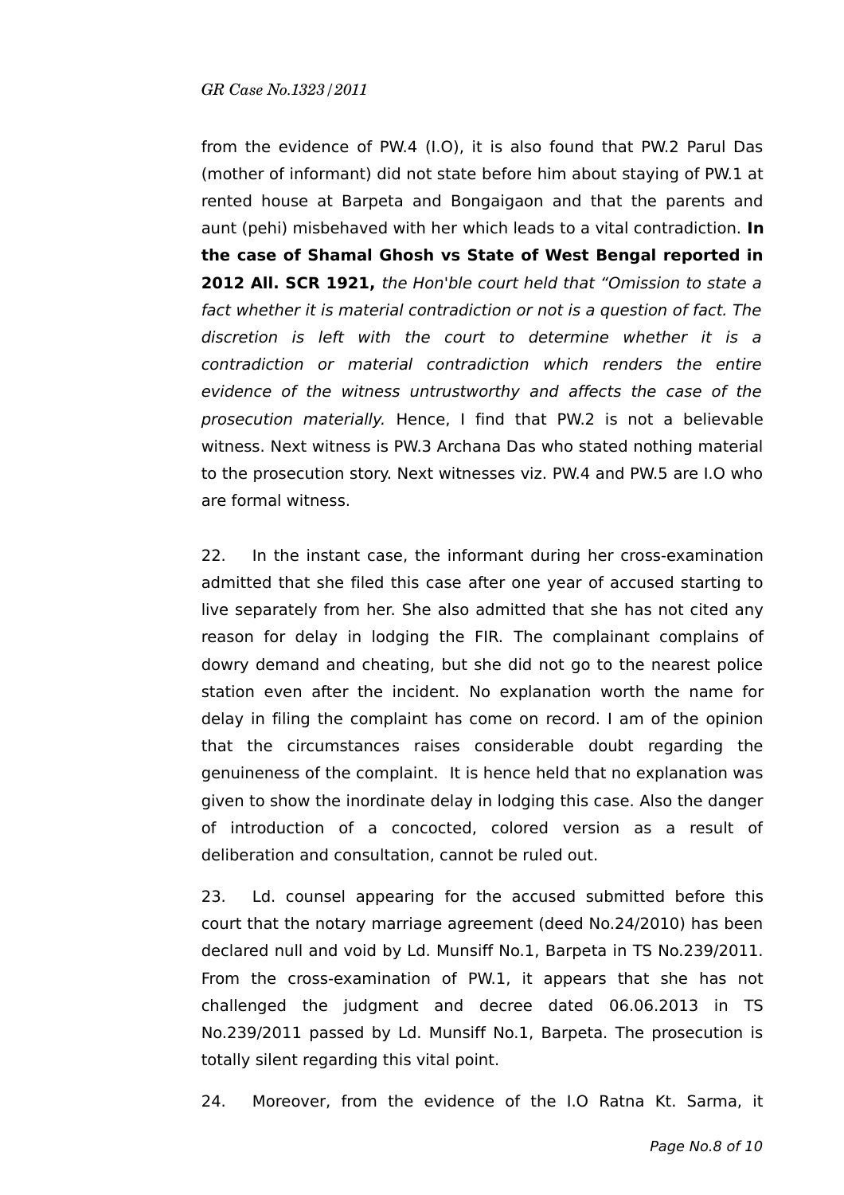from the evidence of PW.4 (I.O), it is also found that PW.2 Parul Das (mother of informant) did not state before him about staying of PW.1 at rented house at Barpeta and Bongaigaon and that the parents and aunt (pehi) misbehaved with her which leads to a vital contradiction. **In the case of Shamal Ghosh vs State of West Bengal reported in 2012 All. SCR 1921,** *the Hon'ble court held that "Omission to state a fact whether it is material contradiction or not is a question of fact. The discretion is left with the court to determine whether it is a contradiction or material contradiction which renders the entire evidence of the witness untrustworthy and affects the case of the prosecution materially.* Hence, I find that PW.2 is not a believable witness. Next witness is PW.3 Archana Das who stated nothing material to the prosecution story. Next witnesses viz. PW.4 and PW.5 are I.O who are formal witness.

22. In the instant case, the informant during her cross-examination admitted that she filed this case after one year of accused starting to live separately from her. She also admitted that she has not cited any reason for delay in lodging the FIR. The complainant complains of dowry demand and cheating, but she did not go to the nearest police station even after the incident. No explanation worth the name for delay in filing the complaint has come on record. I am of the opinion that the circumstances raises considerable doubt regarding the genuineness of the complaint. It is hence held that no explanation was given to show the inordinate delay in lodging this case. Also the danger of introduction of a concocted, colored version as a result of deliberation and consultation, cannot be ruled out.

23. Ld. counsel appearing for the accused submitted before this court that the notary marriage agreement (deed No.24/2010) has been declared null and void by Ld. Munsiff No.1, Barpeta in TS No.239/2011. From the cross-examination of PW.1, it appears that she has not challenged the judgment and decree dated 06.06.2013 in TS No.239/2011 passed by Ld. Munsiff No.1, Barpeta. The prosecution is totally silent regarding this vital point.

24. Moreover, from the evidence of the I.O Ratna Kt. Sarma, it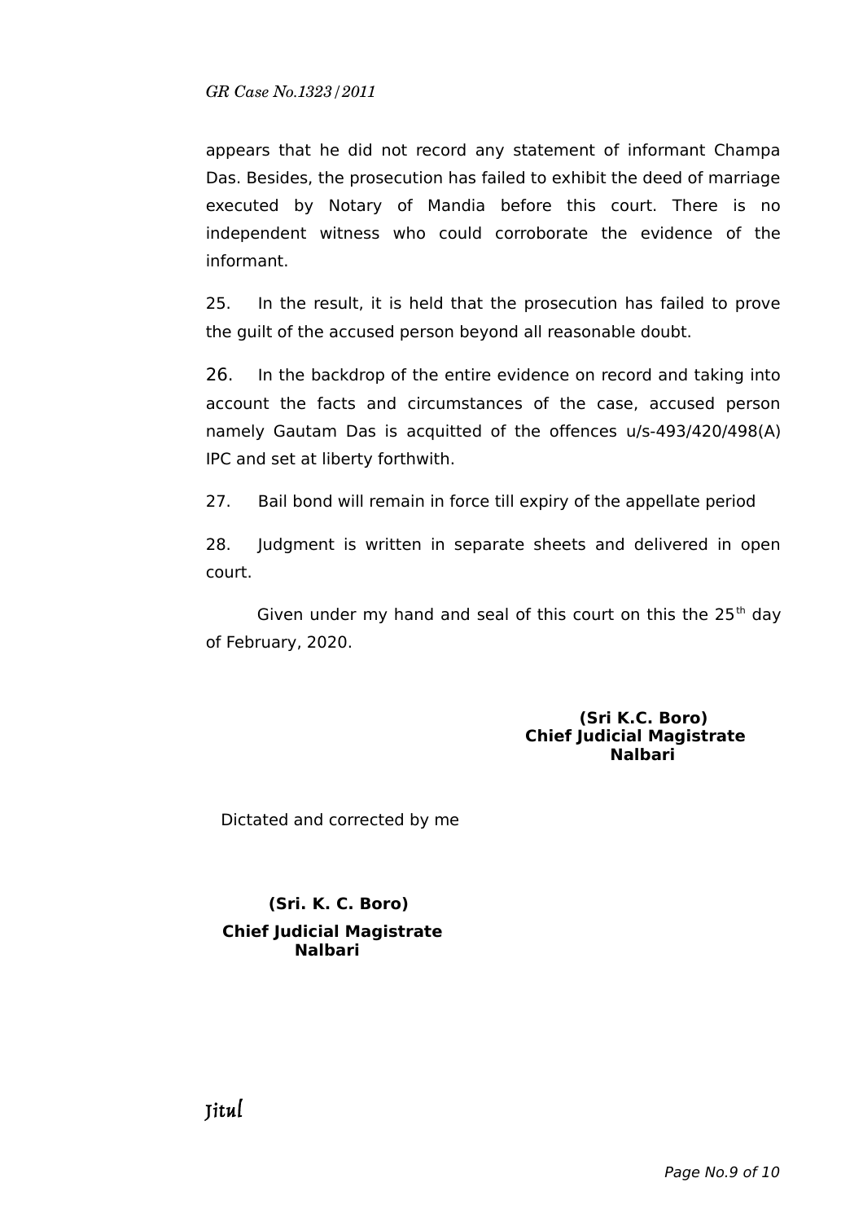appears that he did not record any statement of informant Champa Das. Besides, the prosecution has failed to exhibit the deed of marriage executed by Notary of Mandia before this court. There is no independent witness who could corroborate the evidence of the informant.

25. In the result, it is held that the prosecution has failed to prove the guilt of the accused person beyond all reasonable doubt.

26. In the backdrop of the entire evidence on record and taking into account the facts and circumstances of the case, accused person namely Gautam Das is acquitted of the offences u/s-493/420/498(A) IPC and set at liberty forthwith.

27. Bail bond will remain in force till expiry of the appellate period

28. Judgment is written in separate sheets and delivered in open court.

Given under my hand and seal of this court on this the 25th day of February, 2020.

**(Sri K.C. Boro)**
**Chief Judicial Magistrate**
**Nalbari**

Dictated and corrected by me

**(Sri. K. C. Boro)**
**Chief Judicial Magistrate**
**Nalbari**

Jitul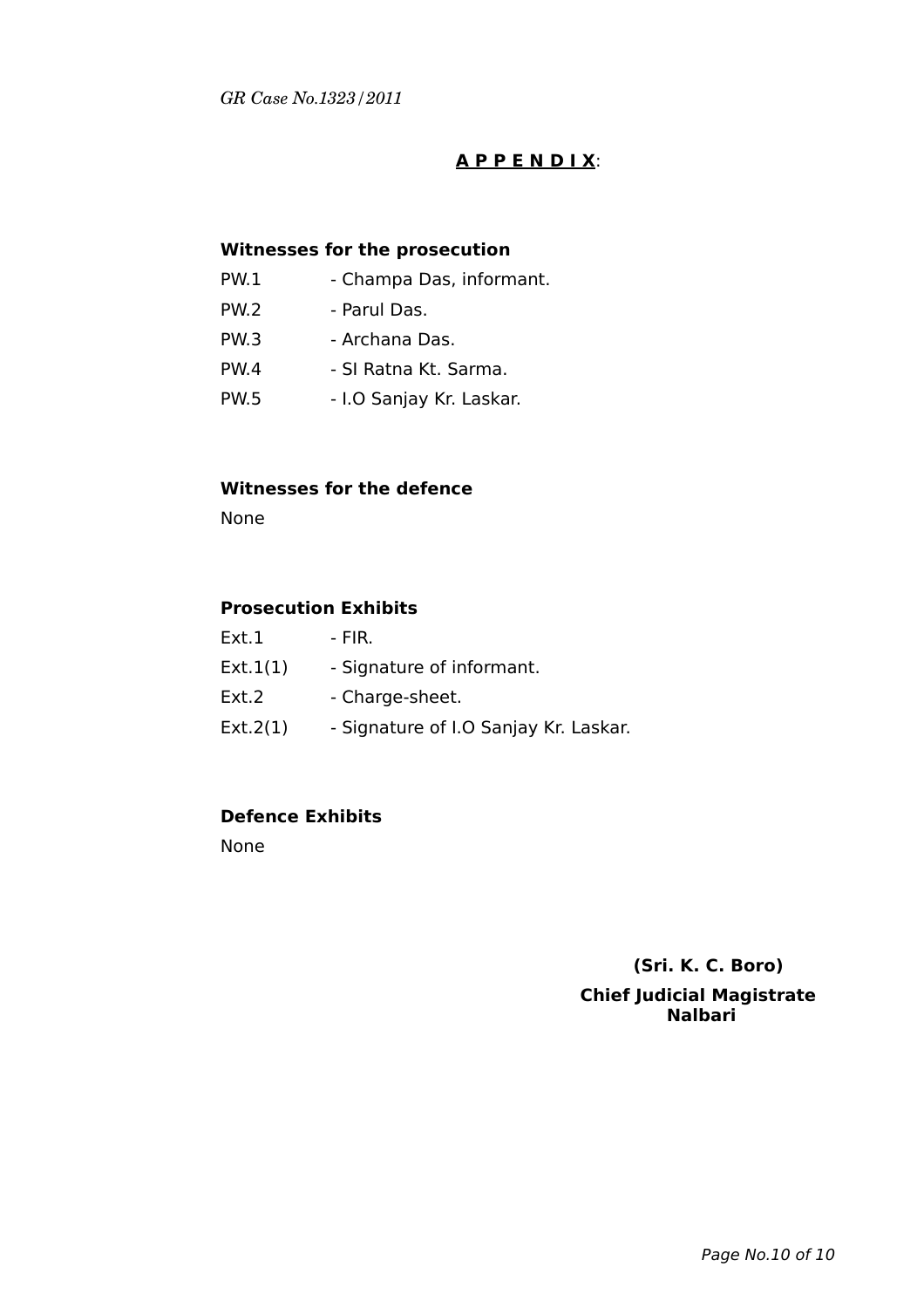## **A P P E N D I X**:

**Witnesses for the prosecution**

| | |
|---|---|
| PW.1 | - Champa Das, informant. |
| PW.2 | - Parul Das. |
| PW.3 | - Archana Das. |
| PW.4 | - SI Ratna Kt. Sarma. |
| PW.5 | - I.O Sanjay Kr. Laskar. |

**Witnesses for the defence**

None

**Prosecution Exhibits**

| | |
|---|---|
| Ext.1 | - FIR. |
| Ext.1(1) | - Signature of informant. |
| Ext.2 | - Charge-sheet. |
| Ext.2(1) | - Signature of I.O Sanjay Kr. Laskar. |

**Defence Exhibits**

None

**(Sri. K. C. Boro)**
**Chief Judicial Magistrate**
**Nalbari**